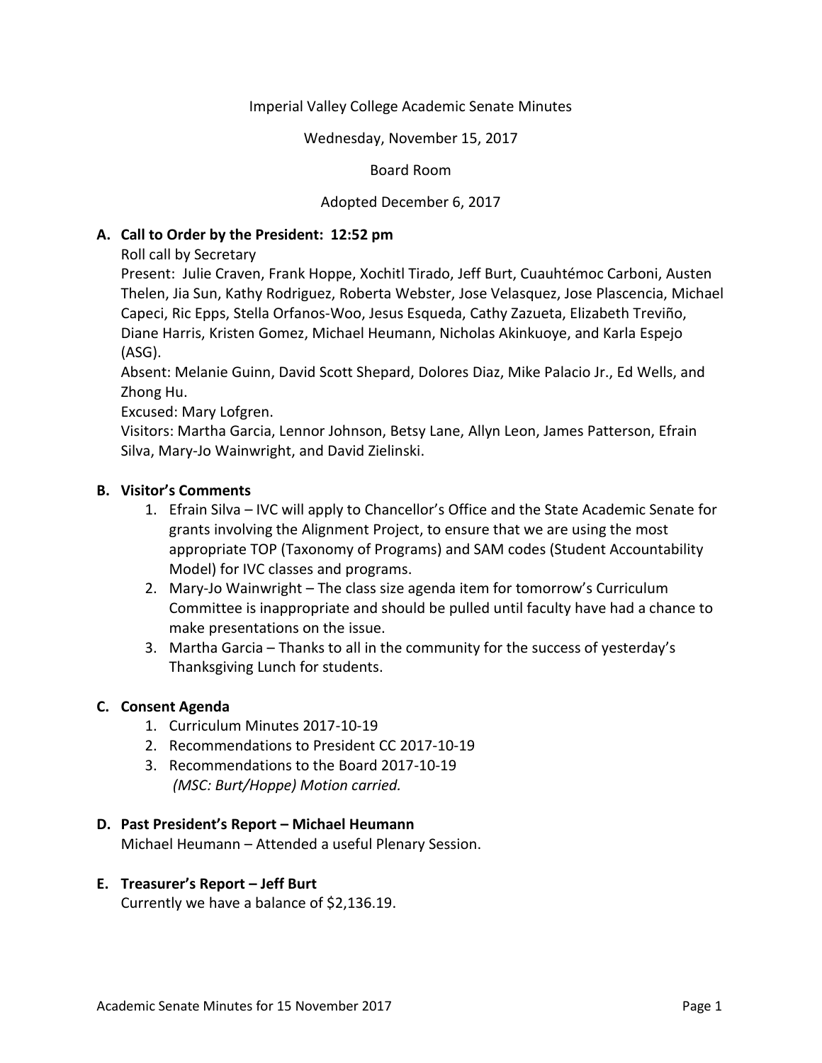Imperial Valley College Academic Senate Minutes

Wednesday, November 15, 2017

Board Room

Adopted December 6, 2017

## A. Call to Order by the President: 12:52 pm

Roll call by Secretary

Present: Julie Craven, Frank Hoppe, Xochitl Tirado, Jeff Burt, Cuauhtémoc Carboni, Austen Thelen, Jia Sun, Kathy Rodriguez, Roberta Webster, Jose Velasquez, Jose Plascencia, Michael Capeci, Ric Epps, Stella Orfanos-Woo, Jesus Esqueda, Cathy Zazueta, Elizabeth Treviño, Diane Harris, Kristen Gomez, Michael Heumann, Nicholas Akinkuoye, and Karla Espejo (ASG).

Absent: Melanie Guinn, David Scott Shepard, Dolores Diaz, Mike Palacio Jr., Ed Wells, and Zhong Hu.

Excused: Mary Lofgren.

Visitors: Martha Garcia, Lennor Johnson, Betsy Lane, Allyn Leon, James Patterson, Efrain Silva, Mary-Jo Wainwright, and David Zielinski.

## B. Visitor's Comments

1. Efrain Silva – IVC will apply to Chancellor's Office and the State Academic Senate for grants involving the Alignment Project, to ensure that we are using the most appropriate TOP (Taxonomy of Programs) and SAM codes (Student Accountability Model) for IVC classes and programs.
2. Mary-Jo Wainwright – The class size agenda item for tomorrow's Curriculum Committee is inappropriate and should be pulled until faculty have had a chance to make presentations on the issue.
3. Martha Garcia – Thanks to all in the community for the success of yesterday's Thanksgiving Lunch for students.

## C. Consent Agenda

1. Curriculum Minutes 2017-10-19
2. Recommendations to President CC 2017-10-19
3. Recommendations to the Board 2017-10-19
   *(MSC: Burt/Hoppe) Motion carried.*

## D. Past President's Report – Michael Heumann

Michael Heumann – Attended a useful Plenary Session.

## E. Treasurer's Report – Jeff Burt

Currently we have a balance of $2,136.19.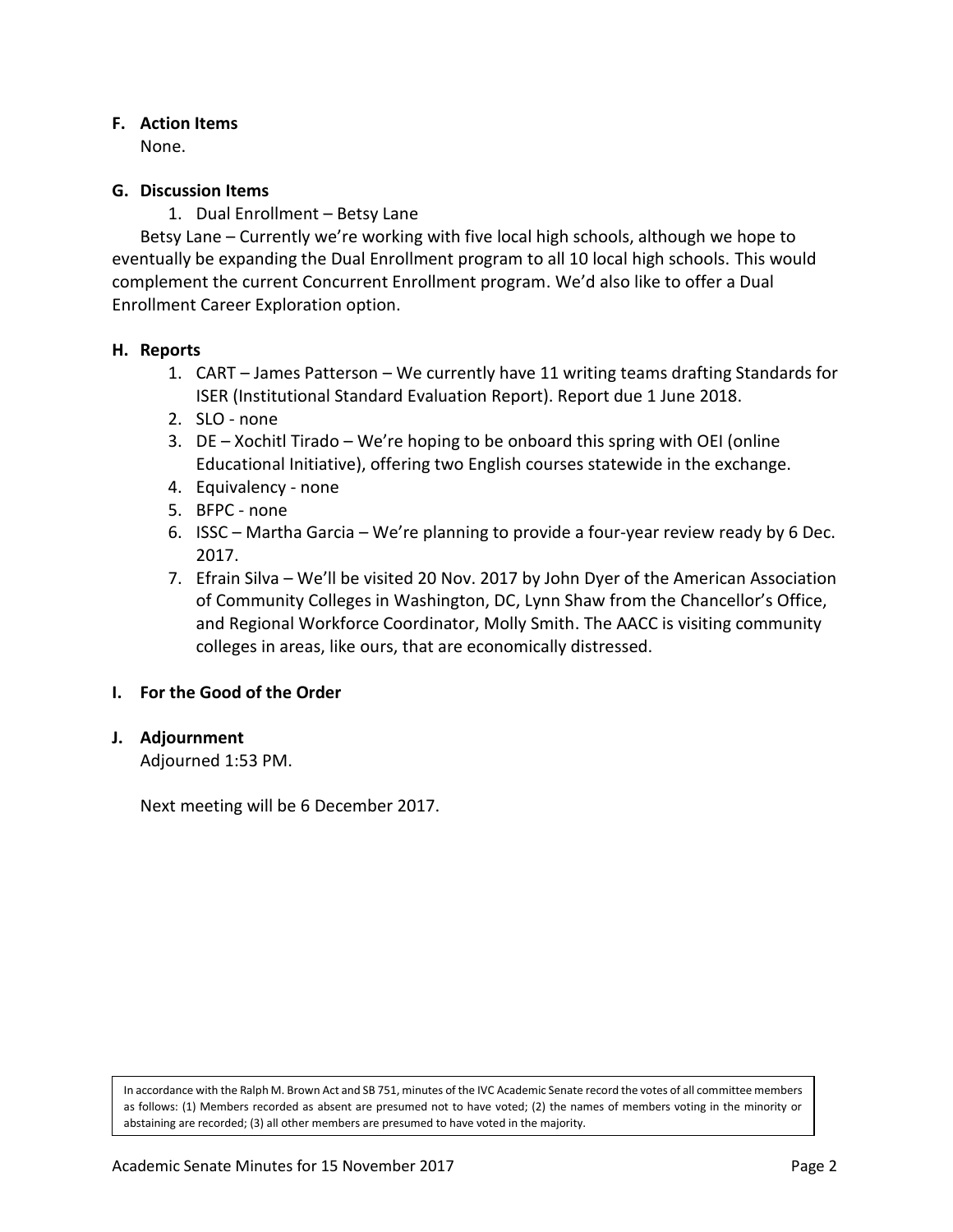## F. Action Items

None.

## G. Discussion Items

1. Dual Enrollment – Betsy Lane

Betsy Lane – Currently we're working with five local high schools, although we hope to eventually be expanding the Dual Enrollment program to all 10 local high schools. This would complement the current Concurrent Enrollment program. We'd also like to offer a Dual Enrollment Career Exploration option.

## H. Reports

1. CART – James Patterson – We currently have 11 writing teams drafting Standards for ISER (Institutional Standard Evaluation Report). Report due 1 June 2018.
2. SLO - none
3. DE – Xochitl Tirado – We're hoping to be onboard this spring with OEI (online Educational Initiative), offering two English courses statewide in the exchange.
4. Equivalency - none
5. BFPC - none
6. ISSC – Martha Garcia – We're planning to provide a four-year review ready by 6 Dec. 2017.
7. Efrain Silva – We'll be visited 20 Nov. 2017 by John Dyer of the American Association of Community Colleges in Washington, DC, Lynn Shaw from the Chancellor's Office, and Regional Workforce Coordinator, Molly Smith. The AACC is visiting community colleges in areas, like ours, that are economically distressed.

## I. For the Good of the Order

## J. Adjournment

Adjourned 1:53 PM.

Next meeting will be 6 December 2017.

In accordance with the Ralph M. Brown Act and SB 751, minutes of the IVC Academic Senate record the votes of all committee members as follows: (1) Members recorded as absent are presumed not to have voted; (2) the names of members voting in the minority or abstaining are recorded; (3) all other members are presumed to have voted in the majority.